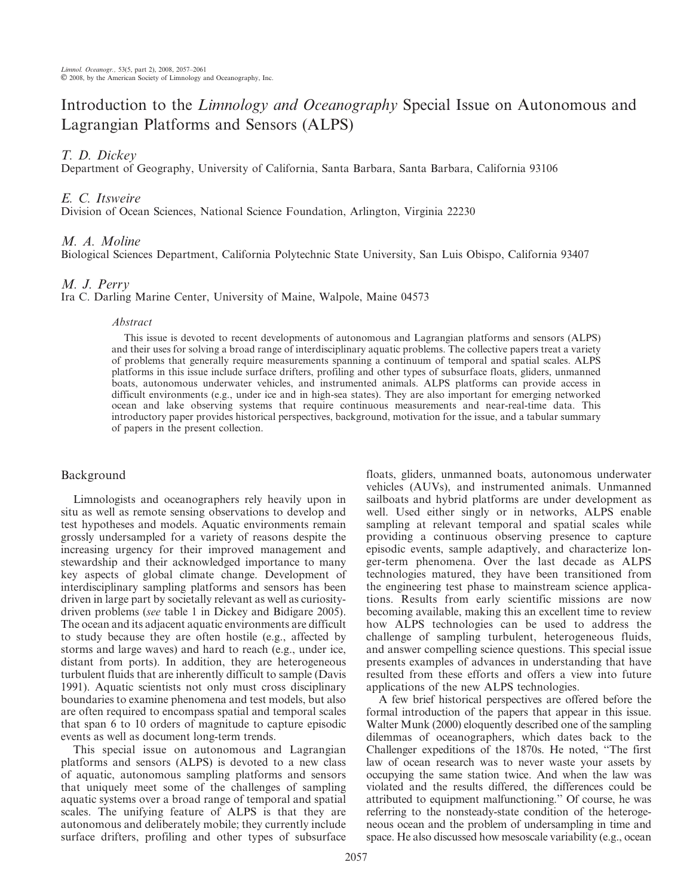# Introduction to the *Limnology and Oceanography* Special Issue on Autonomous and Lagrangian Platforms and Sensors (ALPS)

*T. D. Dickey*
Department of Geography, University of California, Santa Barbara, Santa Barbara, California 93106

*E. C. Itsweire*
Division of Ocean Sciences, National Science Foundation, Arlington, Virginia 22230

*M. A. Moline*
Biological Sciences Department, California Polytechnic State University, San Luis Obispo, California 93407

*M. J. Perry*
Ira C. Darling Marine Center, University of Maine, Walpole, Maine 04573

### *Abstract*

This issue is devoted to recent developments of autonomous and Lagrangian platforms and sensors (ALPS) and their uses for solving a broad range of interdisciplinary aquatic problems. The collective papers treat a variety of problems that generally require measurements spanning a continuum of temporal and spatial scales. ALPS platforms in this issue include surface drifters, profiling and other types of subsurface floats, gliders, unmanned boats, autonomous underwater vehicles, and instrumented animals. ALPS platforms can provide access in difficult environments (e.g., under ice and in high-sea states). They are also important for emerging networked ocean and lake observing systems that require continuous measurements and near-real-time data. This introductory paper provides historical perspectives, background, motivation for the issue, and a tabular summary of papers in the present collection.

## Background

Limnologists and oceanographers rely heavily upon in situ as well as remote sensing observations to develop and test hypotheses and models. Aquatic environments remain grossly undersampled for a variety of reasons despite the increasing urgency for their improved management and stewardship and their acknowledged importance to many key aspects of global climate change. Development of interdisciplinary sampling platforms and sensors has been driven in large part by societally relevant as well as curiosity-driven problems (*see* table 1 in Dickey and Bidigare 2005). The ocean and its adjacent aquatic environments are difficult to study because they are often hostile (e.g., affected by storms and large waves) and hard to reach (e.g., under ice, distant from ports). In addition, they are heterogeneous turbulent fluids that are inherently difficult to sample (Davis 1991). Aquatic scientists not only must cross disciplinary boundaries to examine phenomena and test models, but also are often required to encompass spatial and temporal scales that span 6 to 10 orders of magnitude to capture episodic events as well as document long-term trends.

This special issue on autonomous and Lagrangian platforms and sensors (ALPS) is devoted to a new class of aquatic, autonomous sampling platforms and sensors that uniquely meet some of the challenges of sampling aquatic systems over a broad range of temporal and spatial scales. The unifying feature of ALPS is that they are autonomous and deliberately mobile; they currently include surface drifters, profiling and other types of subsurface floats, gliders, unmanned boats, autonomous underwater vehicles (AUVs), and instrumented animals. Unmanned sailboats and hybrid platforms are under development as well. Used either singly or in networks, ALPS enable sampling at relevant temporal and spatial scales while providing a continuous observing presence to capture episodic events, sample adaptively, and characterize longer-term phenomena. Over the last decade as ALPS technologies matured, they have been transitioned from the engineering test phase to mainstream science applications. Results from early scientific missions are now becoming available, making this an excellent time to review how ALPS technologies can be used to address the challenge of sampling turbulent, heterogeneous fluids, and answer compelling science questions. This special issue presents examples of advances in understanding that have resulted from these efforts and offers a view into future applications of the new ALPS technologies.

A few brief historical perspectives are offered before the formal introduction of the papers that appear in this issue. Walter Munk (2000) eloquently described one of the sampling dilemmas of oceanographers, which dates back to the Challenger expeditions of the 1870s. He noted, "The first law of ocean research was to never waste your assets by occupying the same station twice. And when the law was violated and the results differed, the differences could be attributed to equipment malfunctioning." Of course, he was referring to the nonsteady-state condition of the heterogeneous ocean and the problem of undersampling in time and space. He also discussed how mesoscale variability (e.g., ocean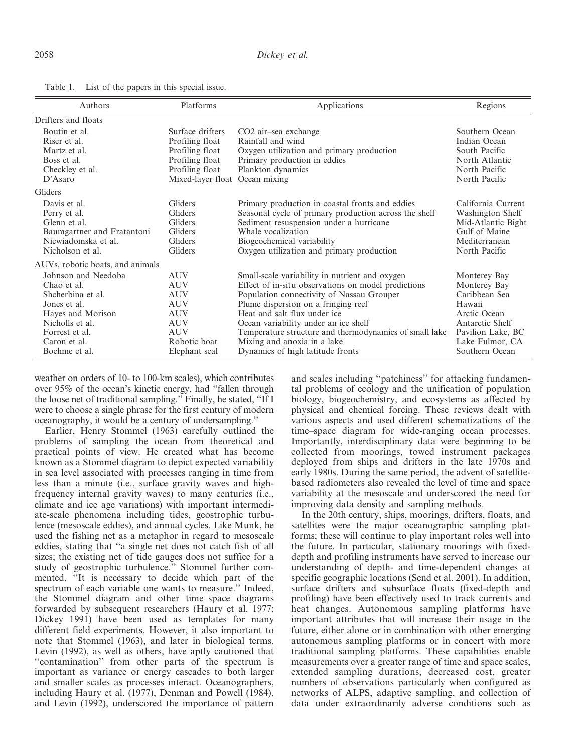Table 1. List of the papers in this special issue.

| Authors | Platforms | Applications | Regions |
|---|---|---|---|
| Drifters and floats | | | |
| Boutin et al. | Surface drifters | $CO_2$ air–sea exchange | Southern Ocean |
| Riser et al. | Profiling float | Rainfall and wind | Indian Ocean |
| Martz et al. | Profiling float | Oxygen utilization and primary production | South Pacific |
| Boss et al. | Profiling float | Primary production in eddies | North Atlantic |
| Checkley et al. | Profiling float | Plankton dynamics | North Pacific |
| D'Asaro | Mixed-layer float | Ocean mixing | North Pacific |
| Gliders | | | |
| Davis et al. | Gliders | Primary production in coastal fronts and eddies | California Current |
| Perry et al. | Gliders | Seasonal cycle of primary production across the shelf | Washington Shelf |
| Glenn et al. | Gliders | Sediment resuspension under a hurricane | Mid-Atlantic Bight |
| Baumgartner and Fratantoni | Gliders | Whale vocalization | Gulf of Maine |
| Niewiadomska et al. | Gliders | Biogeochemical variability | Mediterranean |
| Nicholson et al. | Gliders | Oxygen utilization and primary production | North Pacific |
| AUVs, robotic boats, and animals | | | |
| Johnson and Needoba | AUV | Small-scale variability in nutrient and oxygen | Monterey Bay |
| Chao et al. | AUV | Effect of in-situ observations on model predictions | Monterey Bay |
| Shcherbina et al. | AUV | Population connectivity of Nassau Grouper | Caribbean Sea |
| Jones et al. | AUV | Plume dispersion on a fringing reef | Hawaii |
| Hayes and Morison | AUV | Heat and salt flux under ice | Arctic Ocean |
| Nicholls et al. | AUV | Ocean variability under an ice shelf | Antarctic Shelf |
| Forrest et al. | AUV | Temperature structure and thermodynamics of small lake | Pavilion Lake, BC |
| Caron et al. | Robotic boat | Mixing and anoxia in a lake | Lake Fulmor, CA |
| Boehme et al. | Elephant seal | Dynamics of high latitude fronts | Southern Ocean |

weather on orders of 10- to 100-km scales), which contributes over 95% of the ocean's kinetic energy, had "fallen through the loose net of traditional sampling." Finally, he stated, "If I were to choose a single phrase for the first century of modern oceanography, it would be a century of undersampling."

Earlier, Henry Stommel (1963) carefully outlined the problems of sampling the ocean from theoretical and practical points of view. He created what has become known as a Stommel diagram to depict expected variability in sea level associated with processes ranging in time from less than a minute (i.e., surface gravity waves and high-frequency internal gravity waves) to many centuries (i.e., climate and ice age variations) with important intermediate-scale phenomena including tides, geostrophic turbulence (mesoscale eddies), and annual cycles. Like Munk, he used the fishing net as a metaphor in regard to mesoscale eddies, stating that "a single net does not catch fish of all sizes; the existing net of tide gauges does not suffice for a study of geostrophic turbulence." Stommel further commented, "It is necessary to decide which part of the spectrum of each variable one wants to measure." Indeed, the Stommel diagram and other time–space diagrams forwarded by subsequent researchers (Haury et al. 1977; Dickey 1991) have been used as templates for many different field experiments. However, it also important to note that Stommel (1963), and later in biological terms, Levin (1992), as well as others, have aptly cautioned that "contamination" from other parts of the spectrum is important as variance or energy cascades to both larger and smaller scales as processes interact. Oceanographers, including Haury et al. (1977), Denman and Powell (1984), and Levin (1992), underscored the importance of pattern and scales including "patchiness" for attacking fundamental problems of ecology and the unification of population biology, biogeochemistry, and ecosystems as affected by physical and chemical forcing. These reviews dealt with various aspects and used different schematizations of the time–space diagram for wide-ranging ocean processes. Importantly, interdisciplinary data were beginning to be collected from moorings, towed instrument packages deployed from ships and drifters in the late 1970s and early 1980s. During the same period, the advent of satellite-based radiometers also revealed the level of time and space variability at the mesoscale and underscored the need for improving data density and sampling methods.

In the 20th century, ships, moorings, drifters, floats, and satellites were the major oceanographic sampling platforms; these will continue to play important roles well into the future. In particular, stationary moorings with fixed-depth and profiling instruments have served to increase our understanding of depth- and time-dependent changes at specific geographic locations (Send et al. 2001). In addition, surface drifters and subsurface floats (fixed-depth and profiling) have been effectively used to track currents and heat changes. Autonomous sampling platforms have important attributes that will increase their usage in the future, either alone or in combination with other emerging autonomous sampling platforms or in concert with more traditional sampling platforms. These capabilities enable measurements over a greater range of time and space scales, extended sampling durations, decreased cost, greater numbers of observations particularly when configured as networks of ALPS, adaptive sampling, and collection of data under extraordinarily adverse conditions such as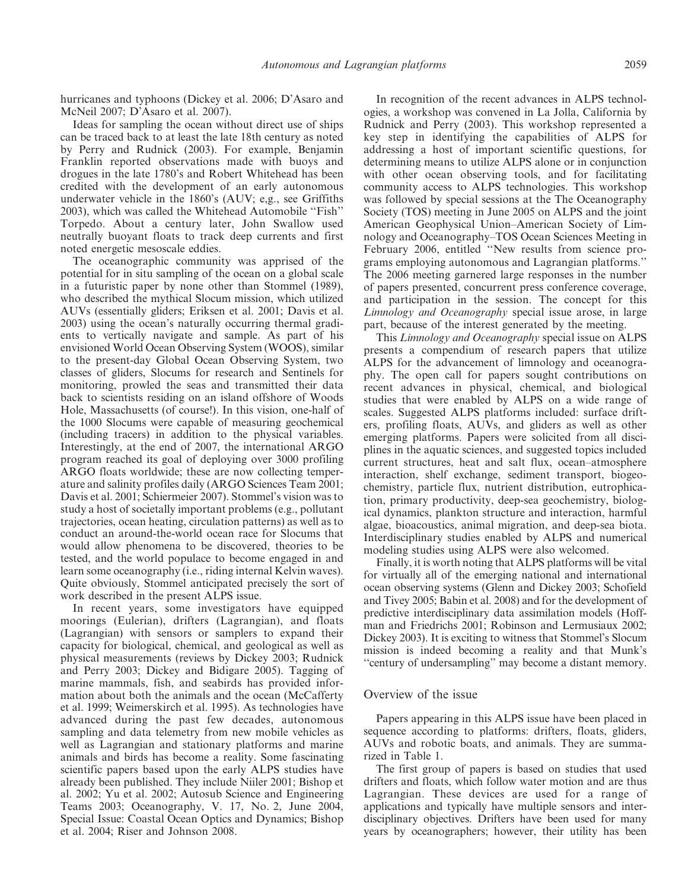hurricanes and typhoons (Dickey et al. 2006; D'Asaro and McNeil 2007; D'Asaro et al. 2007).

Ideas for sampling the ocean without direct use of ships can be traced back to at least the late 18th century as noted by Perry and Rudnick (2003). For example, Benjamin Franklin reported observations made with buoys and drogues in the late 1780's and Robert Whitehead has been credited with the development of an early autonomous underwater vehicle in the 1860's (AUV; e.g., see Griffiths 2003), which was called the Whitehead Automobile "Fish" Torpedo. About a century later, John Swallow used neutrally buoyant floats to track deep currents and first noted energetic mesoscale eddies.

The oceanographic community was apprised of the potential for in situ sampling of the ocean on a global scale in a futuristic paper by none other than Stommel (1989), who described the mythical Slocum mission, which utilized AUVs (essentially gliders; Eriksen et al. 2001; Davis et al. 2003) using the ocean's naturally occurring thermal gradients to vertically navigate and sample. As part of his envisioned World Ocean Observing System (WOOS), similar to the present-day Global Ocean Observing System, two classes of gliders, Slocums for research and Sentinels for monitoring, prowled the seas and transmitted their data back to scientists residing on an island offshore of Woods Hole, Massachusetts (of course!). In this vision, one-half of the 1000 Slocums were capable of measuring geochemical (including tracers) in addition to the physical variables. Interestingly, at the end of 2007, the international ARGO program reached its goal of deploying over 3000 profiling ARGO floats worldwide; these are now collecting temperature and salinity profiles daily (ARGO Sciences Team 2001; Davis et al. 2001; Schiermeier 2007). Stommel's vision was to study a host of societally important problems (e.g., pollutant trajectories, ocean heating, circulation patterns) as well as to conduct an around-the-world ocean race for Slocums that would allow phenomena to be discovered, theories to be tested, and the world populace to become engaged in and learn some oceanography (i.e., riding internal Kelvin waves). Quite obviously, Stommel anticipated precisely the sort of work described in the present ALPS issue.

In recent years, some investigators have equipped moorings (Eulerian), drifters (Lagrangian), and floats (Lagrangian) with sensors or samplers to expand their capacity for biological, chemical, and geological as well as physical measurements (reviews by Dickey 2003; Rudnick and Perry 2003; Dickey and Bidigare 2005). Tagging of marine mammals, fish, and seabirds has provided information about both the animals and the ocean (McCafferty et al. 1999; Weimerskirch et al. 1995). As technologies have advanced during the past few decades, autonomous sampling and data telemetry from new mobile vehicles as well as Lagrangian and stationary platforms and marine animals and birds has become a reality. Some fascinating scientific papers based upon the early ALPS studies have already been published. They include Niiler 2001; Bishop et al. 2002; Yu et al. 2002; Autosub Science and Engineering Teams 2003; Oceanography, V. 17, No. 2, June 2004, Special Issue: Coastal Ocean Optics and Dynamics; Bishop et al. 2004; Riser and Johnson 2008.

In recognition of the recent advances in ALPS technologies, a workshop was convened in La Jolla, California by Rudnick and Perry (2003). This workshop represented a key step in identifying the capabilities of ALPS for addressing a host of important scientific questions, for determining means to utilize ALPS alone or in conjunction with other ocean observing tools, and for facilitating community access to ALPS technologies. This workshop was followed by special sessions at the The Oceanography Society (TOS) meeting in June 2005 on ALPS and the joint American Geophysical Union–American Society of Limnology and Oceanography–TOS Ocean Sciences Meeting in February 2006, entitled "New results from science programs employing autonomous and Lagrangian platforms." The 2006 meeting garnered large responses in the number of papers presented, concurrent press conference coverage, and participation in the session. The concept for this *Limnology and Oceanography* special issue arose, in large part, because of the interest generated by the meeting.

This *Limnology and Oceanography* special issue on ALPS presents a compendium of research papers that utilize ALPS for the advancement of limnology and oceanography. The open call for papers sought contributions on recent advances in physical, chemical, and biological studies that were enabled by ALPS on a wide range of scales. Suggested ALPS platforms included: surface drifters, profiling floats, AUVs, and gliders as well as other emerging platforms. Papers were solicited from all disciplines in the aquatic sciences, and suggested topics included current structures, heat and salt flux, ocean–atmosphere interaction, shelf exchange, sediment transport, biogeochemistry, particle flux, nutrient distribution, eutrophication, primary productivity, deep-sea geochemistry, biological dynamics, plankton structure and interaction, harmful algae, bioacoustics, animal migration, and deep-sea biota. Interdisciplinary studies enabled by ALPS and numerical modeling studies using ALPS were also welcomed.

Finally, it is worth noting that ALPS platforms will be vital for virtually all of the emerging national and international ocean observing systems (Glenn and Dickey 2003; Schofield and Tivey 2005; Babin et al. 2008) and for the development of predictive interdisciplinary data assimilation models (Hoffman and Friedrichs 2001; Robinson and Lermusiaux 2002; Dickey 2003). It is exciting to witness that Stommel's Slocum mission is indeed becoming a reality and that Munk's "century of undersampling" may become a distant memory.

## Overview of the issue

Papers appearing in this ALPS issue have been placed in sequence according to platforms: drifters, floats, gliders, AUVs and robotic boats, and animals. They are summarized in Table 1.

The first group of papers is based on studies that used drifters and floats, which follow water motion and are thus Lagrangian. These devices are used for a range of applications and typically have multiple sensors and interdisciplinary objectives. Drifters have been used for many years by oceanographers; however, their utility has been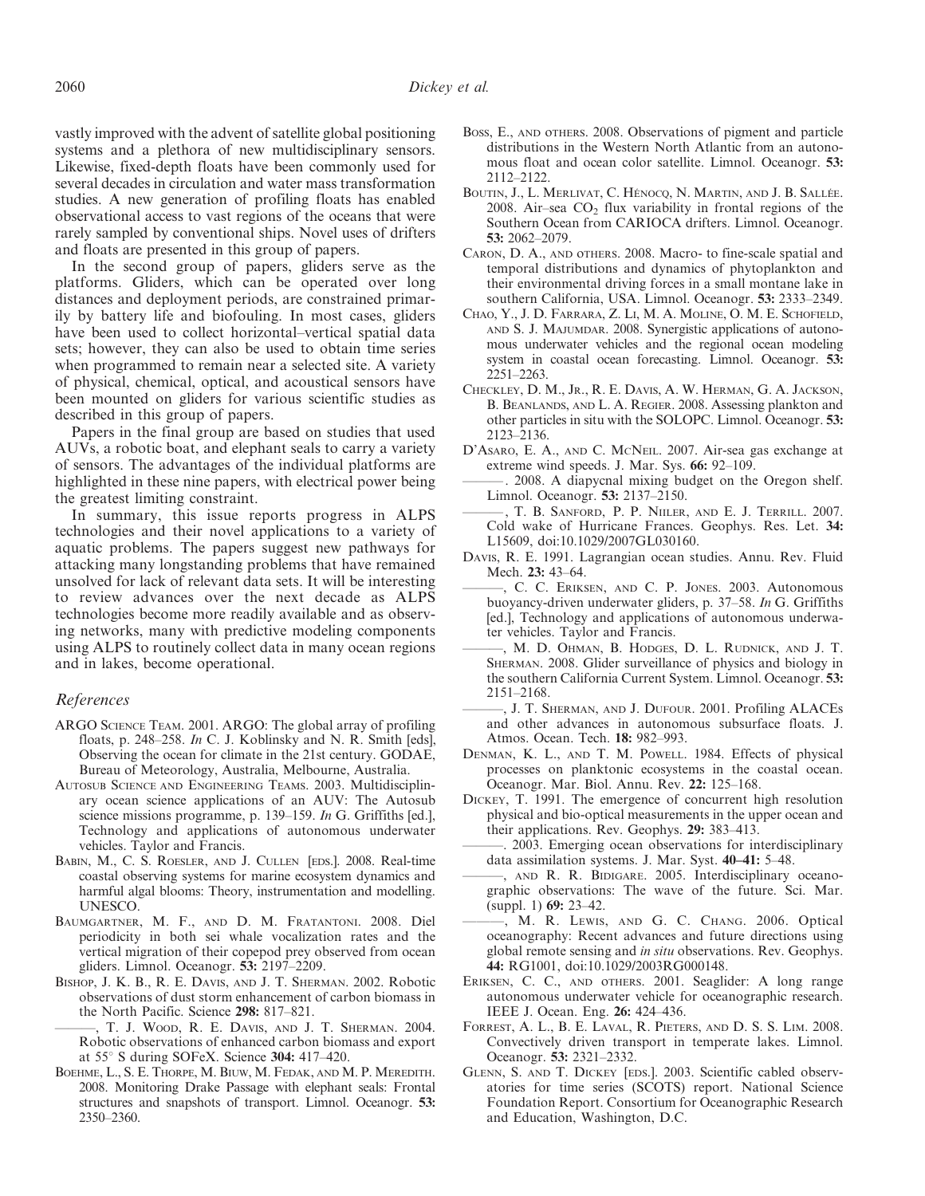vastly improved with the advent of satellite global positioning systems and a plethora of new multidisciplinary sensors. Likewise, fixed-depth floats have been commonly used for several decades in circulation and water mass transformation studies. A new generation of profiling floats has enabled observational access to vast regions of the oceans that were rarely sampled by conventional ships. Novel uses of drifters and floats are presented in this group of papers.

In the second group of papers, gliders serve as the platforms. Gliders, which can be operated over long distances and deployment periods, are constrained primarily by battery life and biofouling. In most cases, gliders have been used to collect horizontal–vertical spatial data sets; however, they can also be used to obtain time series when programmed to remain near a selected site. A variety of physical, chemical, optical, and acoustical sensors have been mounted on gliders for various scientific studies as described in this group of papers.

Papers in the final group are based on studies that used AUVs, a robotic boat, and elephant seals to carry a variety of sensors. The advantages of the individual platforms are highlighted in these nine papers, with electrical power being the greatest limiting constraint.

In summary, this issue reports progress in ALPS technologies and their novel applications to a variety of aquatic problems. The papers suggest new pathways for attacking many longstanding problems that have remained unsolved for lack of relevant data sets. It will be interesting to review advances over the next decade as ALPS technologies become more readily available and as observing networks, many with predictive modeling components using ALPS to routinely collect data in many ocean regions and in lakes, become operational.

## References

ARGO Science Team. 2001. ARGO: The global array of profiling floats, p. 248–258. *In* C. J. Koblinsky and N. R. Smith [eds], Observing the ocean for climate in the 21st century. GODAE, Bureau of Meteorology, Australia, Melbourne, Australia.

Autosub Science and Engineering Teams. 2003. Multidisciplinary ocean science applications of an AUV: The Autosub science missions programme, p. 139–159. *In* G. Griffiths [ed.], Technology and applications of autonomous underwater vehicles. Taylor and Francis.

Babin, M., C. S. Roesler, and J. Cullen [eds.]. 2008. Real-time coastal observing systems for marine ecosystem dynamics and harmful algal blooms: Theory, instrumentation and modelling. UNESCO.

Baumgartner, M. F., and D. M. Fratantoni. 2008. Diel periodicity in both sei whale vocalization rates and the vertical migration of their copepod prey observed from ocean gliders. Limnol. Oceanogr. **53:** 2197–2209.

Bishop, J. K. B., R. E. Davis, and J. T. Sherman. 2002. Robotic observations of dust storm enhancement of carbon biomass in the North Pacific. Science **298:** 817–821.

———, T. J. Wood, R. E. Davis, and J. T. Sherman. 2004. Robotic observations of enhanced carbon biomass and export at 55° S during SOFeX. Science **304:** 417–420.

Boehme, L., S. E. Thorpe, M. Biuw, M. Fedak, and M. P. Meredith. 2008. Monitoring Drake Passage with elephant seals: Frontal structures and snapshots of transport. Limnol. Oceanogr. **53:** 2350–2360.

Boss, E., and others. 2008. Observations of pigment and particle distributions in the Western North Atlantic from an autonomous float and ocean color satellite. Limnol. Oceanogr. **53:** 2112–2122.

Boutin, J., L. Merlivat, C. Hénocq, N. Martin, and J. B. Sallée. 2008. Air–sea $CO_2$ flux variability in frontal regions of the Southern Ocean from CARIOCA drifters. Limnol. Oceanogr. **53:** 2062–2079.

Caron, D. A., and others. 2008. Macro- to fine-scale spatial and temporal distributions and dynamics of phytoplankton and their environmental driving forces in a small montane lake in southern California, USA. Limnol. Oceanogr. **53:** 2333–2349.

Chao, Y., J. D. Farrara, Z. Li, M. A. Moline, O. M. E. Schofield, and S. J. Majumdar. 2008. Synergistic applications of autonomous underwater vehicles and the regional ocean modeling system in coastal ocean forecasting. Limnol. Oceanogr. **53:** 2251–2263.

Checkley, D. M., Jr., R. E. Davis, A. W. Herman, G. A. Jackson, B. Beanlands, and L. A. Regier. 2008. Assessing plankton and other particles in situ with the SOLOPC. Limnol. Oceanogr. **53:** 2123–2136.

D'Asaro, E. A., and C. McNeil. 2007. Air-sea gas exchange at extreme wind speeds. J. Mar. Sys. **66:** 92–109.

———. 2008. A diapycnal mixing budget on the Oregon shelf. Limnol. Oceanogr. **53:** 2137–2150.

———, T. B. Sanford, P. P. Niiler, and E. J. Terrill. 2007. Cold wake of Hurricane Frances. Geophys. Res. Let. **34:** L15609, doi:10.1029/2007GL030160.

Davis, R. E. 1991. Lagrangian ocean studies. Annu. Rev. Fluid Mech. **23:** 43–64.

———, C. C. Eriksen, and C. P. Jones. 2003. Autonomous buoyancy-driven underwater gliders, p. 37–58. *In* G. Griffiths [ed.], Technology and applications of autonomous underwater vehicles. Taylor and Francis.

———, M. D. Ohman, B. Hodges, D. L. Rudnick, and J. T. Sherman. 2008. Glider surveillance of physics and biology in the southern California Current System. Limnol. Oceanogr. **53:** 2151–2168.

———, J. T. Sherman, and J. Dufour. 2001. Profiling ALACEs and other advances in autonomous subsurface floats. J. Atmos. Ocean. Tech. **18:** 982–993.

Denman, K. L., and T. M. Powell. 1984. Effects of physical processes on planktonic ecosystems in the coastal ocean. Oceanogr. Mar. Biol. Annu. Rev. **22:** 125–168.

Dickey, T. 1991. The emergence of concurrent high resolution physical and bio-optical measurements in the upper ocean and their applications. Rev. Geophys. **29:** 383–413.

———. 2003. Emerging ocean observations for interdisciplinary data assimilation systems. J. Mar. Syst. **40–41:** 5–48.

———, and R. R. Bidigare. 2005. Interdisciplinary oceanographic observations: The wave of the future. Sci. Mar. (suppl. 1) **69:** 23–42.

———, M. R. Lewis, and G. C. Chang. 2006. Optical oceanography: Recent advances and future directions using global remote sensing and *in situ* observations. Rev. Geophys. **44:** RG1001, doi:10.1029/2003RG000148.

Eriksen, C. C., and others. 2001. Seaglider: A long range autonomous underwater vehicle for oceanographic research. IEEE J. Ocean. Eng. **26:** 424–436.

Forrest, A. L., B. E. Laval, R. Pieters, and D. S. S. Lim. 2008. Convectively driven transport in temperate lakes. Limnol. Oceanogr. **53:** 2321–2332.

Glenn, S. and T. Dickey [eds.]. 2003. Scientific cabled observatories for time series (SCOTS) report. National Science Foundation Report. Consortium for Oceanographic Research and Education, Washington, D.C.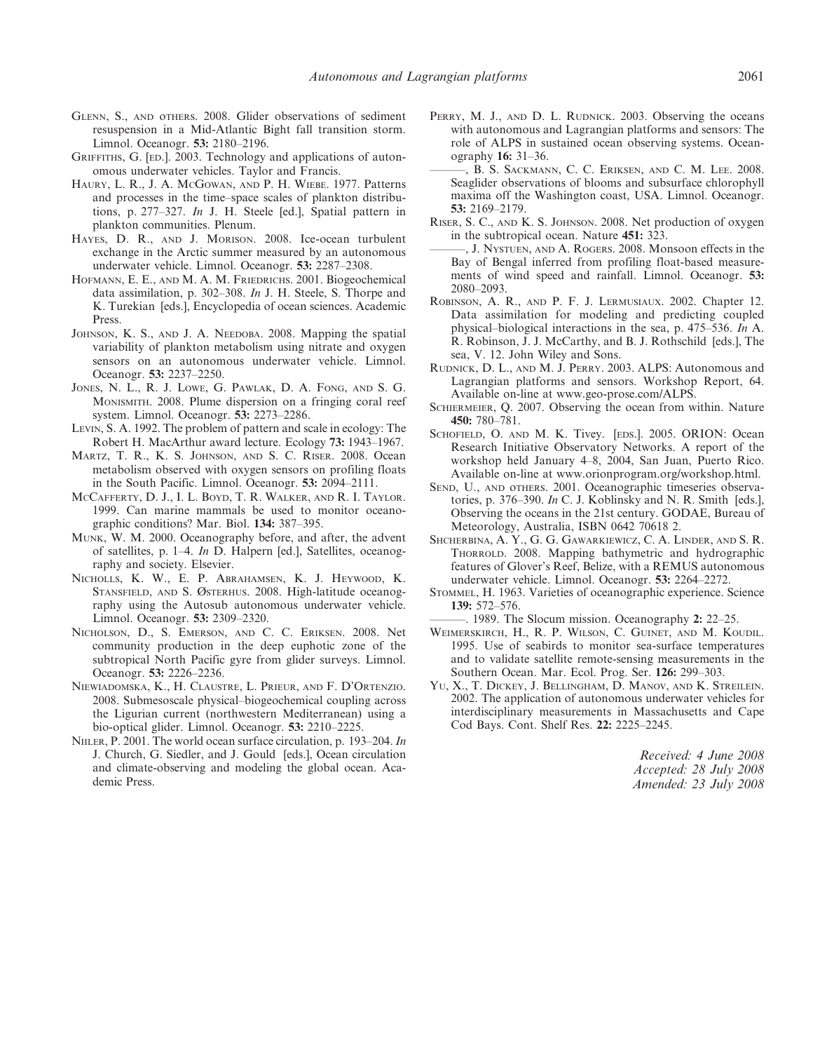GLENN, S., AND OTHERS. 2008. Glider observations of sediment resuspension in a Mid-Atlantic Bight fall transition storm. Limnol. Oceanogr. **53:** 2180–2196.

GRIFFITHS, G. [ED.]. 2003. Technology and applications of autonomous underwater vehicles. Taylor and Francis.

HAURY, L. R., J. A. MCGOWAN, AND P. H. WIEBE. 1977. Patterns and processes in the time–space scales of plankton distributions, p. 277–327. *In* J. H. Steele [ed.], Spatial pattern in plankton communities. Plenum.

HAYES, D. R., AND J. MORISON. 2008. Ice-ocean turbulent exchange in the Arctic summer measured by an autonomous underwater vehicle. Limnol. Oceanogr. **53:** 2287–2308.

HOFMANN, E. E., AND M. A. M. FRIEDRICHS. 2001. Biogeochemical data assimilation, p. 302–308. *In* J. H. Steele, S. Thorpe and K. Turekian [eds.], Encyclopedia of ocean sciences. Academic Press.

JOHNSON, K. S., AND J. A. NEEDOBA. 2008. Mapping the spatial variability of plankton metabolism using nitrate and oxygen sensors on an autonomous underwater vehicle. Limnol. Oceanogr. **53:** 2237–2250.

JONES, N. L., R. J. LOWE, G. PAWLAK, D. A. FONG, AND S. G. MONISMITH. 2008. Plume dispersion on a fringing coral reef system. Limnol. Oceanogr. **53:** 2273–2286.

LEVIN, S. A. 1992. The problem of pattern and scale in ecology: The Robert H. MacArthur award lecture. Ecology **73:** 1943–1967.

MARTZ, T. R., K. S. JOHNSON, AND S. C. RISER. 2008. Ocean metabolism observed with oxygen sensors on profiling floats in the South Pacific. Limnol. Oceanogr. **53:** 2094–2111.

MCCAFFERTY, D. J., I. L. BOYD, T. R. WALKER, AND R. I. TAYLOR. 1999. Can marine mammals be used to monitor oceanographic conditions? Mar. Biol. **134:** 387–395.

MUNK, W. M. 2000. Oceanography before, and after, the advent of satellites, p. 1–4. *In* D. Halpern [ed.], Satellites, oceanography and society. Elsevier.

NICHOLLS, K. W., E. P. ABRAHAMSEN, K. J. HEYWOOD, K. STANSFIELD, AND S. ØSTERHUS. 2008. High-latitude oceanography using the Autosub autonomous underwater vehicle. Limnol. Oceanogr. **53:** 2309–2320.

NICHOLSON, D., S. EMERSON, AND C. C. ERIKSEN. 2008. Net community production in the deep euphotic zone of the subtropical North Pacific gyre from glider surveys. Limnol. Oceanogr. **53:** 2226–2236.

NIEWIADOMSKA, K., H. CLAUSTRE, L. PRIEUR, AND F. D'ORTENZIO. 2008. Submesoscale physical–biogeochemical coupling across the Ligurian current (northwestern Mediterranean) using a bio-optical glider. Limnol. Oceanogr. **53:** 2210–2225.

NIILER, P. 2001. The world ocean surface circulation, p. 193–204. *In* J. Church, G. Siedler, and J. Gould [eds.], Ocean circulation and climate-observing and modeling the global ocean. Academic Press.

PERRY, M. J., AND D. L. RUDNICK. 2003. Observing the oceans with autonomous and Lagrangian platforms and sensors: The role of ALPS in sustained ocean observing systems. Oceanography **16:** 31–36.

———, B. S. SACKMANN, C. C. ERIKSEN, AND C. M. LEE. 2008. Seaglider observations of blooms and subsurface chlorophyll maxima off the Washington coast, USA. Limnol. Oceanogr. **53:** 2169–2179.

RISER, S. C., AND K. S. JOHNSON. 2008. Net production of oxygen in the subtropical ocean. Nature **451:** 323.

———, J. NYSTUEN, AND A. ROGERS. 2008. Monsoon effects in the Bay of Bengal inferred from profiling float-based measurements of wind speed and rainfall. Limnol. Oceanogr. **53:** 2080–2093.

ROBINSON, A. R., AND P. F. J. LERMUSIAUX. 2002. Chapter 12. Data assimilation for modeling and predicting coupled physical–biological interactions in the sea, p. 475–536. *In* A. R. Robinson, J. J. McCarthy, and B. J. Rothschild [eds.], The sea, V. 12. John Wiley and Sons.

RUDNICK, D. L., AND M. J. PERRY. 2003. ALPS: Autonomous and Lagrangian platforms and sensors. Workshop Report, 64. Available on-line at www.geo-prose.com/ALPS.

SCHIERMEIER, Q. 2007. Observing the ocean from within. Nature **450:** 780–781.

SCHOFIELD, O. AND M. K. TIVEY. [EDS.]. 2005. ORION: Ocean Research Initiative Observatory Networks. A report of the workshop held January 4–8, 2004, San Juan, Puerto Rico. Available on-line at www.orionprogram.org/workshop.html.

SEND, U., AND OTHERS. 2001. Oceanographic timeseries observatories, p. 376–390. *In* C. J. Koblinsky and N. R. Smith [eds.], Observing the oceans in the 21st century. GODAE, Bureau of Meteorology, Australia, ISBN 0642 70618 2.

SHCHERBINA, A. Y., G. G. GAWARKIEWICZ, C. A. LINDER, AND S. R. THORROLD. 2008. Mapping bathymetric and hydrographic features of Glover's Reef, Belize, with a REMUS autonomous underwater vehicle. Limnol. Oceanogr. **53:** 2264–2272.

STOMMEL, H. 1963. Varieties of oceanographic experience. Science **139:** 572–576.

———. 1989. The Slocum mission. Oceanography **2:** 22–25.

WEIMERSKIRCH, H., R. P. WILSON, C. GUINET, AND M. KOUDIL. 1995. Use of seabirds to monitor sea-surface temperatures and to validate satellite remote-sensing measurements in the Southern Ocean. Mar. Ecol. Prog. Ser. **126:** 299–303.

YU, X., T. DICKEY, J. BELLINGHAM, D. MANOV, AND K. STREILEIN. 2002. The application of autonomous underwater vehicles for interdisciplinary measurements in Massachusetts and Cape Cod Bays. Cont. Shelf Res. **22:** 2225–2245.

*Received: 4 June 2008*
*Accepted: 28 July 2008*
*Amended: 23 July 2008*